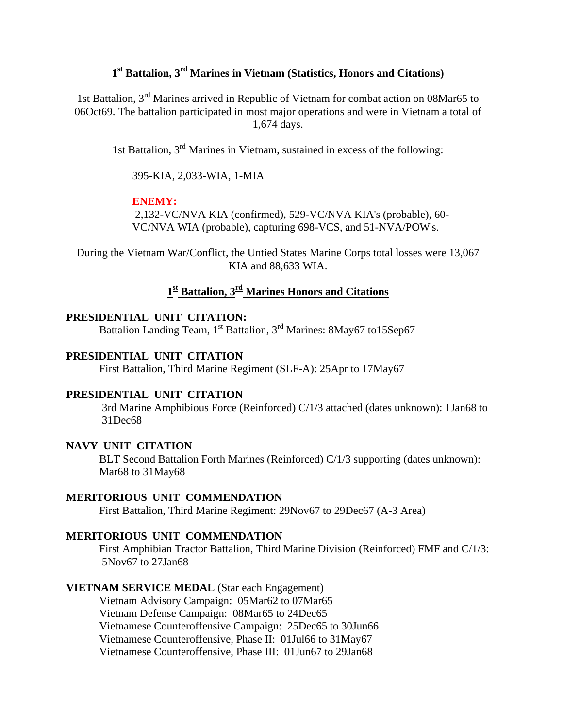# 1st Battalion, 3rd Marines in Vietnam (Statistics, Honors and Citations)

1st Battalion, 3rd Marines arrived in Republic of Vietnam for combat action on 08Mar65 to 06Oct69. The battalion participated in most major operations and were in Vietnam a total of 1,674 days.

1st Battalion, 3rd Marines in Vietnam, sustained in excess of the following:

395-KIA, 2,033-WIA, 1-MIA

**ENEMY:**

2,132-VC/NVA KIA (confirmed), 529-VC/NVA KIA's (probable), 60-VC/NVA WIA (probable), capturing 698-VCS, and 51-NVA/POW's.

During the Vietnam War/Conflict, the Untied States Marine Corps total losses were 13,067 KIA and 88,633 WIA.

## 1st Battalion, 3rd Marines Honors and Citations

**PRESIDENTIAL UNIT CITATION:**

Battalion Landing Team, 1st Battalion, 3rd Marines: 8May67 to15Sep67

**PRESIDENTIAL UNIT CITATION**

First Battalion, Third Marine Regiment (SLF-A): 25Apr to 17May67

**PRESIDENTIAL UNIT CITATION**

3rd Marine Amphibious Force (Reinforced) C/1/3 attached (dates unknown): 1Jan68 to 31Dec68

**NAVY UNIT CITATION**

BLT Second Battalion Forth Marines (Reinforced) C/1/3 supporting (dates unknown): Mar68 to 31May68

**MERITORIOUS UNIT COMMENDATION**

First Battalion, Third Marine Regiment: 29Nov67 to 29Dec67 (A-3 Area)

**MERITORIOUS UNIT COMMENDATION**

First Amphibian Tractor Battalion, Third Marine Division (Reinforced) FMF and C/1/3: 5Nov67 to 27Jan68

**VIETNAM SERVICE MEDAL** (Star each Engagement)

Vietnam Advisory Campaign: 05Mar62 to 07Mar65
Vietnam Defense Campaign: 08Mar65 to 24Dec65
Vietnamese Counteroffensive Campaign: 25Dec65 to 30Jun66
Vietnamese Counteroffensive, Phase II: 01Jul66 to 31May67
Vietnamese Counteroffensive, Phase III: 01Jun67 to 29Jan68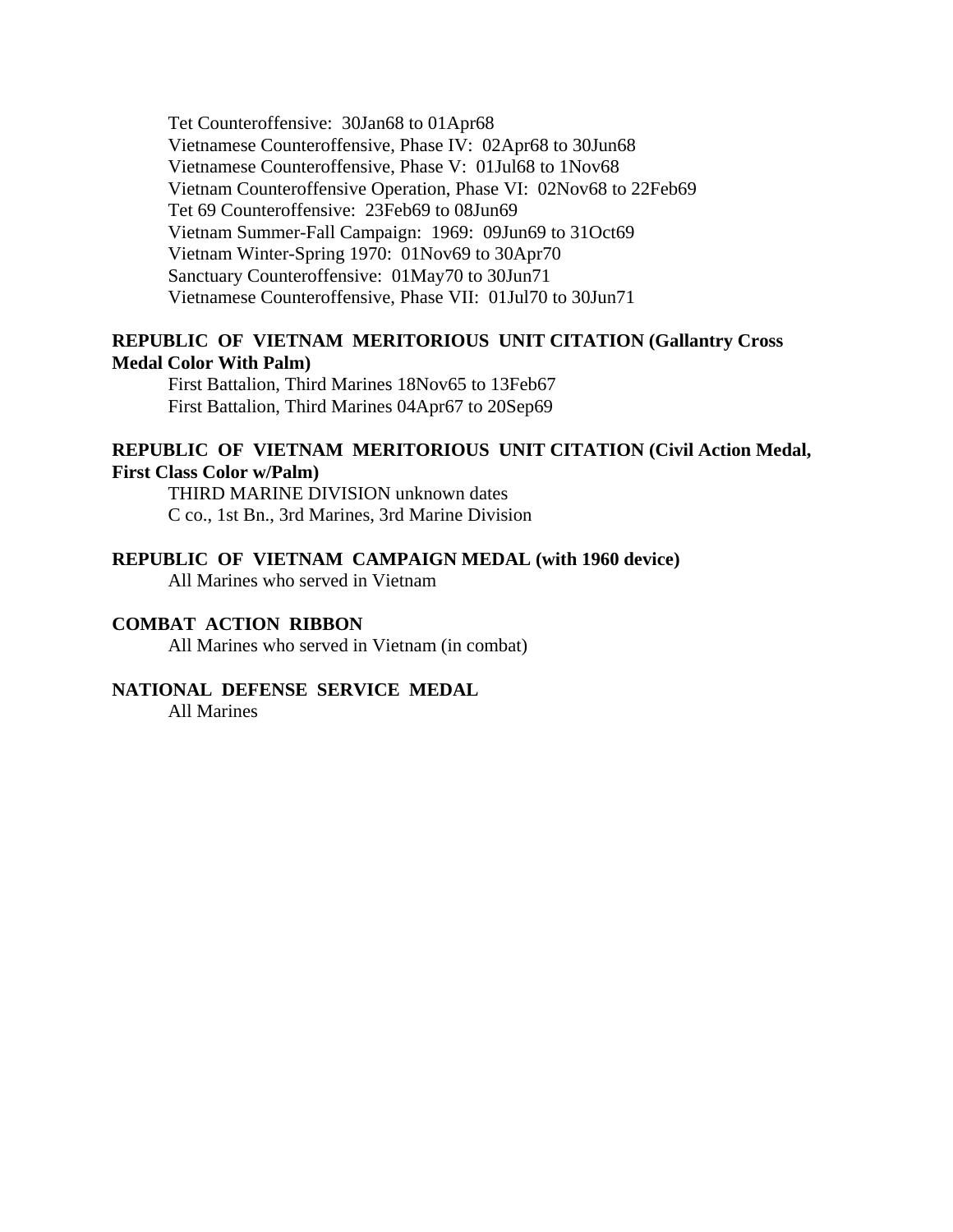Tet Counteroffensive:  30Jan68 to 01Apr68
Vietnamese Counteroffensive, Phase IV:  02Apr68 to 30Jun68
Vietnamese Counteroffensive, Phase V:  01Jul68 to 1Nov68
Vietnam Counteroffensive Operation, Phase VI:  02Nov68 to 22Feb69
Tet 69 Counteroffensive:  23Feb69 to 08Jun69
Vietnam Summer-Fall Campaign:  1969:  09Jun69 to 31Oct69
Vietnam Winter-Spring 1970:  01Nov69 to 30Apr70
Sanctuary Counteroffensive:  01May70 to 30Jun71
Vietnamese Counteroffensive, Phase VII:  01Jul70 to 30Jun71

**REPUBLIC OF VIETNAM MERITORIOUS UNIT CITATION (Gallantry Cross Medal Color With Palm)**

First Battalion, Third Marines 18Nov65 to 13Feb67
First Battalion, Third Marines 04Apr67 to 20Sep69

**REPUBLIC OF VIETNAM MERITORIOUS UNIT CITATION (Civil Action Medal, First Class Color w/Palm)**

THIRD MARINE DIVISION unknown dates
C co., 1st Bn., 3rd Marines, 3rd Marine Division

**REPUBLIC OF VIETNAM CAMPAIGN MEDAL (with 1960 device)**

All Marines who served in Vietnam

**COMBAT ACTION RIBBON**

All Marines who served in Vietnam (in combat)

**NATIONAL DEFENSE SERVICE MEDAL**

All Marines